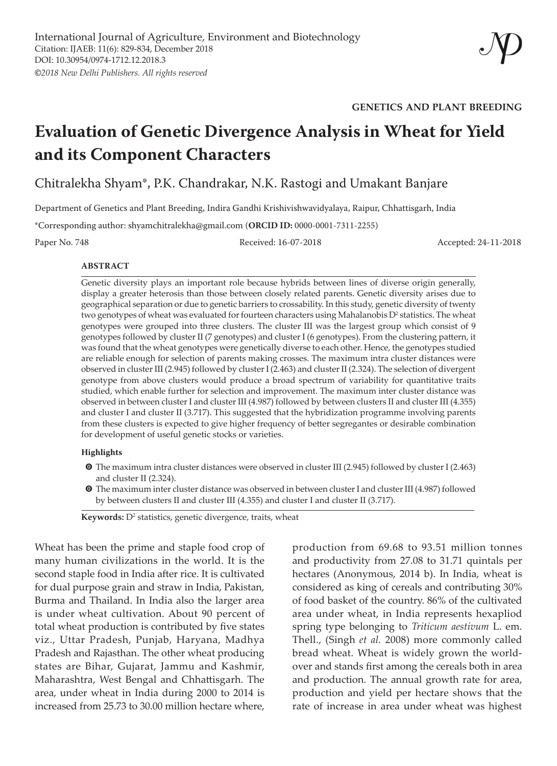International Journal of Agriculture, Environment and Biotechnology
Citation: IJAEB: 11(6): 829-834, December 2018
DOI: 10.30954/0974-1712.12.2018.3
*©2018 New Delhi Publishers. All rights reserved*

**GENETICS AND PLANT BREEDING**

# Evaluation of Genetic Divergence Analysis in Wheat for Yield and its Component Characters

Chitralekha Shyam*, P.K. Chandrakar, N.K. Rastogi and Umakant Banjare

Department of Genetics and Plant Breeding, Indira Gandhi Krishivishwavidyalaya, Raipur, Chhattisgarh, India

*Corresponding author: shyamchitralekha@gmail.com (**ORCID ID:** 0000-0001-7311-2255)

Paper No. 748 Received: 16-07-2018 Accepted: 24-11-2018

## ABSTRACT

Genetic diversity plays an important role because hybrids between lines of diverse origin generally, display a greater heterosis than those between closely related parents. Genetic diversity arises due to geographical separation or due to genetic barriers to crossability. In this study, genetic diversity of twenty two genotypes of wheat was evaluated for fourteen characters using Mahalanobis $D^2$ statistics. The wheat genotypes were grouped into three clusters. The cluster III was the largest group which consist of 9 genotypes followed by cluster II (7 genotypes) and cluster I (6 genotypes). From the clustering pattern, it was found that the wheat genotypes were genetically diverse to each other. Hence, the genotypes studied are reliable enough for selection of parents making crosses. The maximum intra cluster distances were observed in cluster III (2.945) followed by cluster I (2.463) and cluster II (2.324). The selection of divergent genotype from above clusters would produce a broad spectrum of variability for quantitative traits studied, which enable further for selection and improvement. The maximum inter cluster distance was observed in between cluster I and cluster III (4.987) followed by between clusters II and cluster III (4.355) and cluster I and cluster II (3.717). This suggested that the hybridization programme involving parents from these clusters is expected to give higher frequency of better segregantes or desirable combination for development of useful genetic stocks or varieties.

### Highlights

- The maximum intra cluster distances were observed in cluster III (2.945) followed by cluster I (2.463) and cluster II (2.324).
- The maximum inter cluster distance was observed in between cluster I and cluster III (4.987) followed by between clusters II and cluster III (4.355) and cluster I and cluster II (3.717).

**Keywords:** $D^2$ statistics, genetic divergence, traits, wheat

Wheat has been the prime and staple food crop of many human civilizations in the world. It is the second staple food in India after rice. It is cultivated for dual purpose grain and straw in India, Pakistan, Burma and Thailand. In India also the larger area is under wheat cultivation. About 90 percent of total wheat production is contributed by five states viz., Uttar Pradesh, Punjab, Haryana, Madhya Pradesh and Rajasthan. The other wheat producing states are Bihar, Gujarat, Jammu and Kashmir, Maharashtra, West Bengal and Chhattisgarh. The area, under wheat in India during 2000 to 2014 is increased from 25.73 to 30.00 million hectare where, production from 69.68 to 93.51 million tonnes and productivity from 27.08 to 31.71 quintals per hectares (Anonymous, 2014 b). In India, wheat is considered as king of cereals and contributing 30% of food basket of the country. 86% of the cultivated area under wheat, in India represents hexapliod spring type belonging to *Triticum aestivum* L. em. Thell., (Singh *et al.* 2008) more commonly called bread wheat. Wheat is widely grown the world-over and stands first among the cereals both in area and production. The annual growth rate for area, production and yield per hectare shows that the rate of increase in area under wheat was highest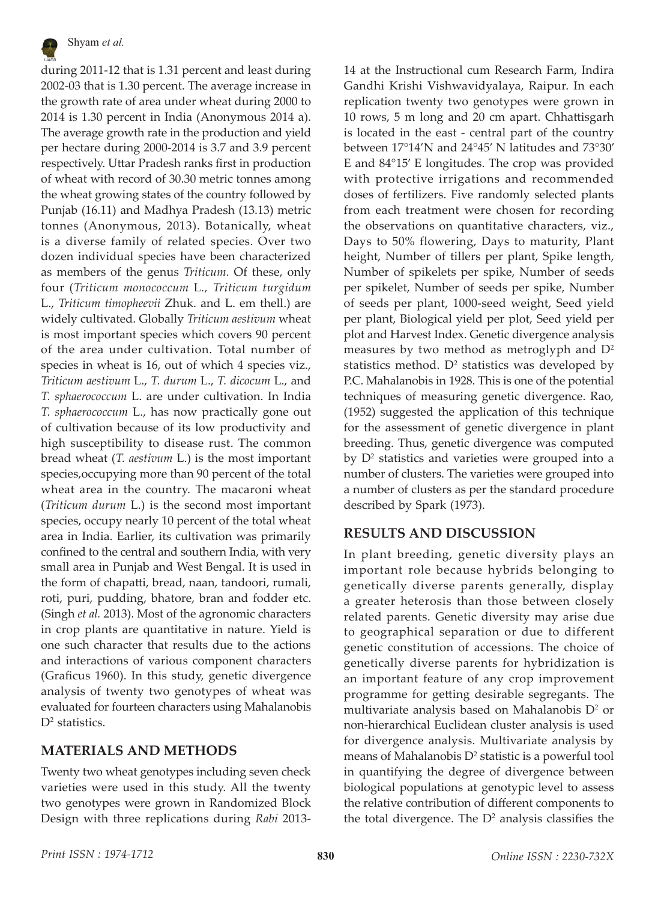during 2011-12 that is 1.31 percent and least during 2002-03 that is 1.30 percent. The average increase in the growth rate of area under wheat during 2000 to 2014 is 1.30 percent in India (Anonymous 2014 a). The average growth rate in the production and yield per hectare during 2000-2014 is 3.7 and 3.9 percent respectively. Uttar Pradesh ranks first in production of wheat with record of 30.30 metric tonnes among the wheat growing states of the country followed by Punjab (16.11) and Madhya Pradesh (13.13) metric tonnes (Anonymous, 2013). Botanically, wheat is a diverse family of related species. Over two dozen individual species have been characterized as members of the genus *Triticum*. Of these, only four (*Triticum monococcum* L., *Triticum turgidum* L., *Triticum timopheevii* Zhuk. and L. em thell.) are widely cultivated. Globally *Triticum aestivum* wheat is most important species which covers 90 percent of the area under cultivation. Total number of species in wheat is 16, out of which 4 species viz., *Triticum aestivum* L., *T. durum* L., *T. dicocum* L., and *T. sphaerococcum* L. are under cultivation. In India *T. sphaerococcum* L., has now practically gone out of cultivation because of its low productivity and high susceptibility to disease rust. The common bread wheat (*T. aestivum* L.) is the most important species,occupying more than 90 percent of the total wheat area in the country. The macaroni wheat (*Triticum durum* L.) is the second most important species, occupy nearly 10 percent of the total wheat area in India. Earlier, its cultivation was primarily confined to the central and southern India, with very small area in Punjab and West Bengal. It is used in the form of chapatti, bread, naan, tandoori, rumali, roti, puri, pudding, bhatore, bran and fodder etc. (Singh *et al.* 2013). Most of the agronomic characters in crop plants are quantitative in nature. Yield is one such character that results due to the actions and interactions of various component characters (Graficus 1960). In this study, genetic divergence analysis of twenty two genotypes of wheat was evaluated for fourteen characters using Mahalanobis $D^2$ statistics.

## MATERIALS AND METHODS

Twenty two wheat genotypes including seven check varieties were used in this study. All the twenty two genotypes were grown in Randomized Block Design with three replications during *Rabi* 2013-14 at the Instructional cum Research Farm, Indira Gandhi Krishi Vishwavidyalaya, Raipur. In each replication twenty two genotypes were grown in 10 rows, 5 m long and 20 cm apart. Chhattisgarh is located in the east - central part of the country between 17°14′N and 24°45′ N latitudes and 73°30′ E and 84°15′ E longitudes. The crop was provided with protective irrigations and recommended doses of fertilizers. Five randomly selected plants from each treatment were chosen for recording the observations on quantitative characters, viz., Days to 50% flowering, Days to maturity, Plant height, Number of tillers per plant, Spike length, Number of spikelets per spike, Number of seeds per spikelet, Number of seeds per spike, Number of seeds per plant, 1000-seed weight, Seed yield per plant, Biological yield per plot, Seed yield per plot and Harvest Index. Genetic divergence analysis measures by two method as metroglyph and $D^2$ statistics method. $D^2$ statistics was developed by P.C. Mahalanobis in 1928. This is one of the potential techniques of measuring genetic divergence. Rao, (1952) suggested the application of this technique for the assessment of genetic divergence in plant breeding. Thus, genetic divergence was computed by $D^2$ statistics and varieties were grouped into a number of clusters. The varieties were grouped into a number of clusters as per the standard procedure described by Spark (1973).

## RESULTS AND DISCUSSION

In plant breeding, genetic diversity plays an important role because hybrids belonging to genetically diverse parents generally, display a greater heterosis than those between closely related parents. Genetic diversity may arise due to geographical separation or due to different genetic constitution of accessions. The choice of genetically diverse parents for hybridization is an important feature of any crop improvement programme for getting desirable segregants. The multivariate analysis based on Mahalanobis $D^2$ or non-hierarchical Euclidean cluster analysis is used for divergence analysis. Multivariate analysis by means of Mahalanobis $D^2$ statistic is a powerful tool in quantifying the degree of divergence between biological populations at genotypic level to assess the relative contribution of different components to the total divergence. The $D^2$ analysis classifies the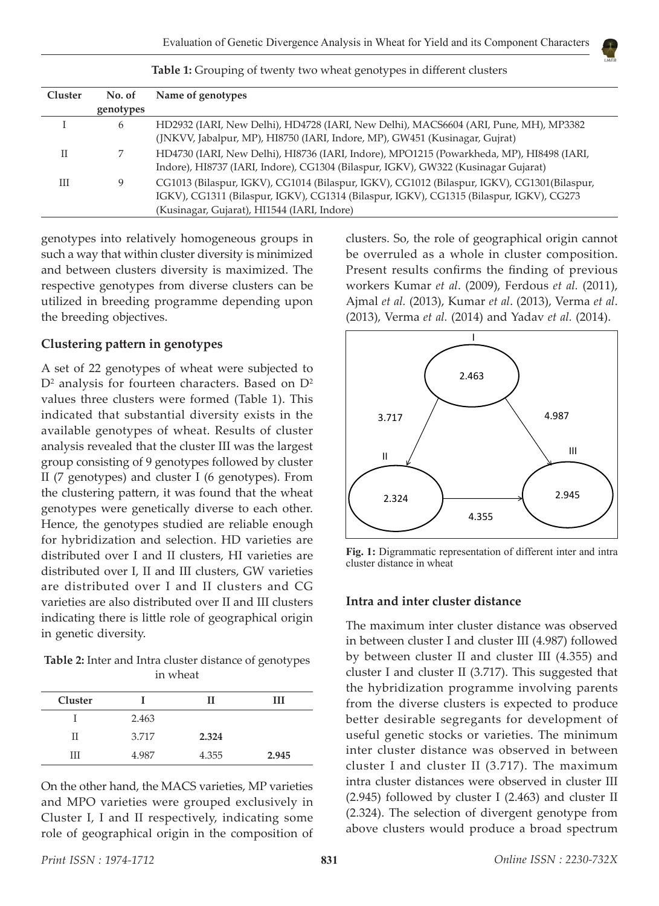**Table 1:** Grouping of twenty two wheat genotypes in different clusters

| Cluster | No. of genotypes | Name of genotypes |
|---|---|---|
| I | 6 | HD2932 (IARI, New Delhi), HD4728 (IARI, New Delhi), MACS6604 (ARI, Pune, MH), MP3382 (JNKVV, Jabalpur, MP), HI8750 (IARI, Indore, MP), GW451 (Kusinagar, Gujrat) |
| II | 7 | HD4730 (IARI, New Delhi), HI8736 (IARI, Indore), MPO1215 (Powarkheda, MP), HI8498 (IARI, Indore), HI8737 (IARI, Indore), CG1304 (Bilaspur, IGKV), GW322 (Kusinagar Gujarat) |
| III | 9 | CG1013 (Bilaspur, IGKV), CG1014 (Bilaspur, IGKV), CG1012 (Bilaspur, IGKV), CG1301(Bilaspur, IGKV), CG1311 (Bilaspur, IGKV), CG1314 (Bilaspur, IGKV), CG1315 (Bilaspur, IGKV), CG273 (Kusinagar, Gujarat), HI1544 (IARI, Indore) |

genotypes into relatively homogeneous groups in such a way that within cluster diversity is minimized and between clusters diversity is maximized. The respective genotypes from diverse clusters can be utilized in breeding programme depending upon the breeding objectives.

### Clustering pattern in genotypes

A set of 22 genotypes of wheat were subjected to $D^2$ analysis for fourteen characters. Based on $D^2$ values three clusters were formed (Table 1). This indicated that substantial diversity exists in the available genotypes of wheat. Results of cluster analysis revealed that the cluster III was the largest group consisting of 9 genotypes followed by cluster II (7 genotypes) and cluster I (6 genotypes). From the clustering pattern, it was found that the wheat genotypes were genetically diverse to each other. Hence, the genotypes studied are reliable enough for hybridization and selection. HD varieties are distributed over I and II clusters, HI varieties are distributed over I, II and III clusters, GW varieties are distributed over I and II clusters and CG varieties are also distributed over II and III clusters indicating there is little role of geographical origin in genetic diversity.

**Table 2:** Inter and Intra cluster distance of genotypes in wheat

| Cluster | I | II | III |
|---|---|---|---|
| I | 2.463 | | |
| II | 3.717 | **2.324** | |
| III | 4.987 | 4.355 | **2.945** |

On the other hand, the MACS varieties, MP varieties and MPO varieties were grouped exclusively in Cluster I, I and II respectively, indicating some role of geographical origin in the composition of clusters. So, the role of geographical origin cannot be overruled as a whole in cluster composition. Present results confirms the finding of previous workers Kumar *et al*. (2009), Ferdous *et al.* (2011), Ajmal *et al.* (2013), Kumar *et al*. (2013), Verma *et al*. (2013), Verma *et al.* (2014) and Yadav *et al.* (2014).

**Fig. 1:** Digrammatic representation of different inter and intra cluster distance in wheat

### Intra and inter cluster distance

The maximum inter cluster distance was observed in between cluster I and cluster III (4.987) followed by between cluster II and cluster III (4.355) and cluster I and cluster II (3.717). This suggested that the hybridization programme involving parents from the diverse clusters is expected to produce better desirable segregants for development of useful genetic stocks or varieties. The minimum inter cluster distance was observed in between cluster I and cluster II (3.717). The maximum intra cluster distances were observed in cluster III (2.945) followed by cluster I (2.463) and cluster II (2.324). The selection of divergent genotype from above clusters would produce a broad spectrum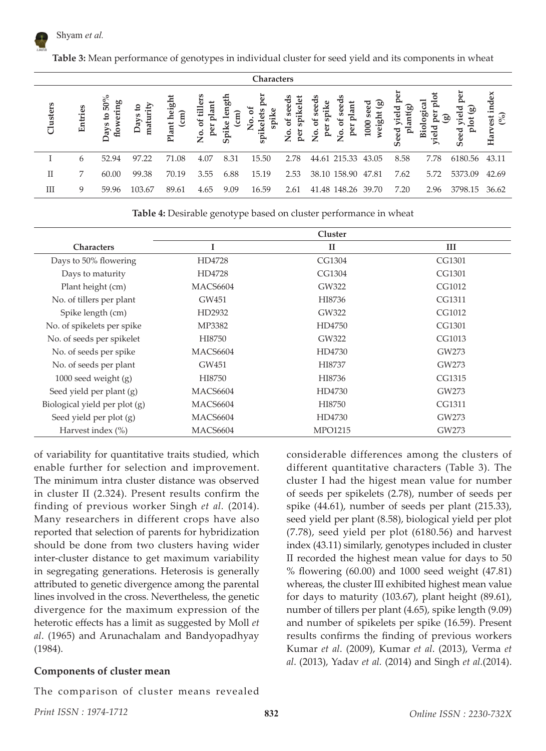**Table 3:** Mean performance of genotypes in individual cluster for seed yield and its components in wheat

| Clusters | Entries | Days to 50% flowering | Days to maturity | Plant height (cm) | No. of tillers per plant | Spike length (cm) | No. of spikelets per spike | No. of seeds per spikelet | No. of seeds per spike | No. of seeds per plant | 1000 seed weight (g) | Seed yield per plant(g) | Biological yield per plot (g) | Seed yield per plot (g) | Harvest index (%) |
|---|---|---|---|---|---|---|---|---|---|---|---|---|---|---|---|
| I | 6 | 52.94 | 97.22 | 71.08 | 4.07 | 8.31 | 15.50 | 2.78 | 44.61 | 215.33 | 43.05 | 8.58 | 7.78 | 6180.56 | 43.11 |
| II | 7 | 60.00 | 99.38 | 70.19 | 3.55 | 6.88 | 15.19 | 2.53 | 38.10 | 158.90 | 47.81 | 7.62 | 5.72 | 5373.09 | 42.69 |
| III | 9 | 59.96 | 103.67 | 89.61 | 4.65 | 9.09 | 16.59 | 2.61 | 41.48 | 148.26 | 39.70 | 7.20 | 2.96 | 3798.15 | 36.62 |

**Table 4:** Desirable genotype based on cluster performance in wheat

| Characters | Cluster I | Cluster II | Cluster III |
|---|---|---|---|
| Days to 50% flowering | HD4728 | CG1304 | CG1301 |
| Days to maturity | HD4728 | CG1304 | CG1301 |
| Plant height (cm) | MACS6604 | GW322 | CG1012 |
| No. of tillers per plant | GW451 | HI8736 | CG1311 |
| Spike length (cm) | HD2932 | GW322 | CG1012 |
| No. of spikelets per spike | MP3382 | HD4750 | CG1301 |
| No. of seeds per spikelet | HI8750 | GW322 | CG1013 |
| No. of seeds per spike | MACS6604 | HD4730 | GW273 |
| No. of seeds per plant | GW451 | HI8737 | GW273 |
| 1000 seed weight (g) | HI8750 | HI8736 | CG1315 |
| Seed yield per plant (g) | MACS6604 | HD4730 | GW273 |
| Biological yield per plot (g) | MACS6604 | HI8750 | CG1311 |
| Seed yield per plot (g) | MACS6604 | HD4730 | GW273 |
| Harvest index (%) | MACS6604 | MPO1215 | GW273 |

of variability for quantitative traits studied, which enable further for selection and improvement. The minimum intra cluster distance was observed in cluster II (2.324). Present results confirm the finding of previous worker Singh *et al.* (2014). Many researchers in different crops have also reported that selection of parents for hybridization should be done from two clusters having wider inter-cluster distance to get maximum variability in segregating generations. Heterosis is generally attributed to genetic divergence among the parental lines involved in the cross. Nevertheless, the genetic divergence for the maximum expression of the heterotic effects has a limit as suggested by Moll *et al*. (1965) and Arunachalam and Bandyopadhyay (1984).

## Components of cluster mean

The comparison of cluster means revealed considerable differences among the clusters of different quantitative characters (Table 3). The cluster I had the higest mean value for number of seeds per spikelets (2.78), number of seeds per spike (44.61), number of seeds per plant (215.33), seed yield per plant (8.58), biological yield per plot (7.78), seed yield per plot (6180.56) and harvest index (43.11) similarly, genotypes included in cluster II recorded the highest mean value for days to 50 % flowering (60.00) and 1000 seed weight (47.81) whereas, the cluster III exhibited highest mean value for days to maturity (103.67), plant height (89.61), number of tillers per plant (4.65), spike length (9.09) and number of spikelets per spike (16.59). Present results confirms the finding of previous workers Kumar *et al*. (2009), Kumar *et al*. (2013), Verma *et al*. (2013), Yadav *et al.* (2014) and Singh *et al.*(2014).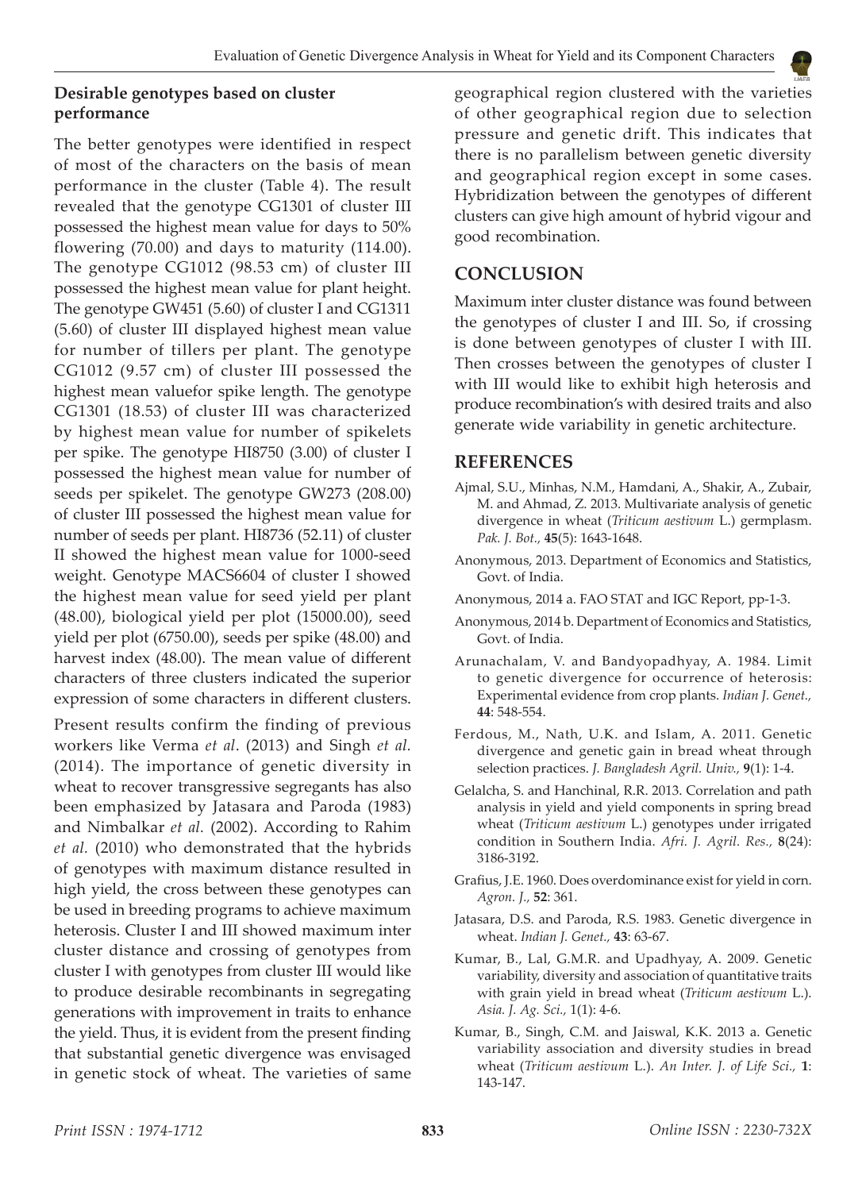### Desirable genotypes based on cluster performance

The better genotypes were identified in respect of most of the characters on the basis of mean performance in the cluster (Table 4). The result revealed that the genotype CG1301 of cluster III possessed the highest mean value for days to 50% flowering (70.00) and days to maturity (114.00). The genotype CG1012 (98.53 cm) of cluster III possessed the highest mean value for plant height. The genotype GW451 (5.60) of cluster I and CG1311 (5.60) of cluster III displayed highest mean value for number of tillers per plant. The genotype CG1012 (9.57 cm) of cluster III possessed the highest mean valuefor spike length. The genotype CG1301 (18.53) of cluster III was characterized by highest mean value for number of spikelets per spike. The genotype HI8750 (3.00) of cluster I possessed the highest mean value for number of seeds per spikelet. The genotype GW273 (208.00) of cluster III possessed the highest mean value for number of seeds per plant. HI8736 (52.11) of cluster II showed the highest mean value for 1000-seed weight. Genotype MACS6604 of cluster I showed the highest mean value for seed yield per plant (48.00), biological yield per plot (15000.00), seed yield per plot (6750.00), seeds per spike (48.00) and harvest index (48.00). The mean value of different characters of three clusters indicated the superior expression of some characters in different clusters.

Present results confirm the finding of previous workers like Verma *et al*. (2013) and Singh *et al.* (2014). The importance of genetic diversity in wheat to recover transgressive segregants has also been emphasized by Jatasara and Paroda (1983) and Nimbalkar *et al.* (2002). According to Rahim *et al.* (2010) who demonstrated that the hybrids of genotypes with maximum distance resulted in high yield, the cross between these genotypes can be used in breeding programs to achieve maximum heterosis. Cluster I and III showed maximum inter cluster distance and crossing of genotypes from cluster I with genotypes from cluster III would like to produce desirable recombinants in segregating generations with improvement in traits to enhance the yield. Thus, it is evident from the present finding that substantial genetic divergence was envisaged in genetic stock of wheat. The varieties of same geographical region clustered with the varieties of other geographical region due to selection pressure and genetic drift. This indicates that there is no parallelism between genetic diversity and geographical region except in some cases. Hybridization between the genotypes of different clusters can give high amount of hybrid vigour and good recombination.

## CONCLUSION

Maximum inter cluster distance was found between the genotypes of cluster I and III. So, if crossing is done between genotypes of cluster I with III. Then crosses between the genotypes of cluster I with III would like to exhibit high heterosis and produce recombination's with desired traits and also generate wide variability in genetic architecture.

## REFERENCES

Ajmal, S.U., Minhas, N.M., Hamdani, A., Shakir, A., Zubair, M. and Ahmad, Z. 2013. Multivariate analysis of genetic divergence in wheat (*Triticum aestivum* L.) germplasm. *Pak. J. Bot.,* **45**(5): 1643-1648.

Anonymous, 2013. Department of Economics and Statistics, Govt. of India.

Anonymous, 2014 a. FAO STAT and IGC Report, pp-1-3.

Anonymous, 2014 b. Department of Economics and Statistics, Govt. of India.

Arunachalam, V. and Bandyopadhyay, A. 1984. Limit to genetic divergence for occurrence of heterosis: Experimental evidence from crop plants. *Indian J. Genet.,* **44**: 548-554.

Ferdous, M., Nath, U.K. and Islam, A. 2011. Genetic divergence and genetic gain in bread wheat through selection practices. *J. Bangladesh Agril. Univ.,* **9**(1): 1-4.

Gelalcha, S. and Hanchinal, R.R. 2013. Correlation and path analysis in yield and yield components in spring bread wheat (*Triticum aestivum* L.) genotypes under irrigated condition in Southern India. *Afri. J. Agril. Res.,* **8**(24): 3186-3192.

Grafius, J.E. 1960. Does overdominance exist for yield in corn. *Agron. J.,* **52**: 361.

Jatasara, D.S. and Paroda, R.S. 1983. Genetic divergence in wheat. *Indian J. Genet.,* **43**: 63-67.

Kumar, B., Lal, G.M.R. and Upadhyay, A. 2009. Genetic variability, diversity and association of quantitative traits with grain yield in bread wheat (*Triticum aestivum* L.). *Asia. J. Ag. Sci.,* 1(1): 4-6.

Kumar, B., Singh, C.M. and Jaiswal, K.K. 2013 a. Genetic variability association and diversity studies in bread wheat (*Triticum aestivum* L.). *An Inter. J. of Life Sci.,* **1**: 143-147.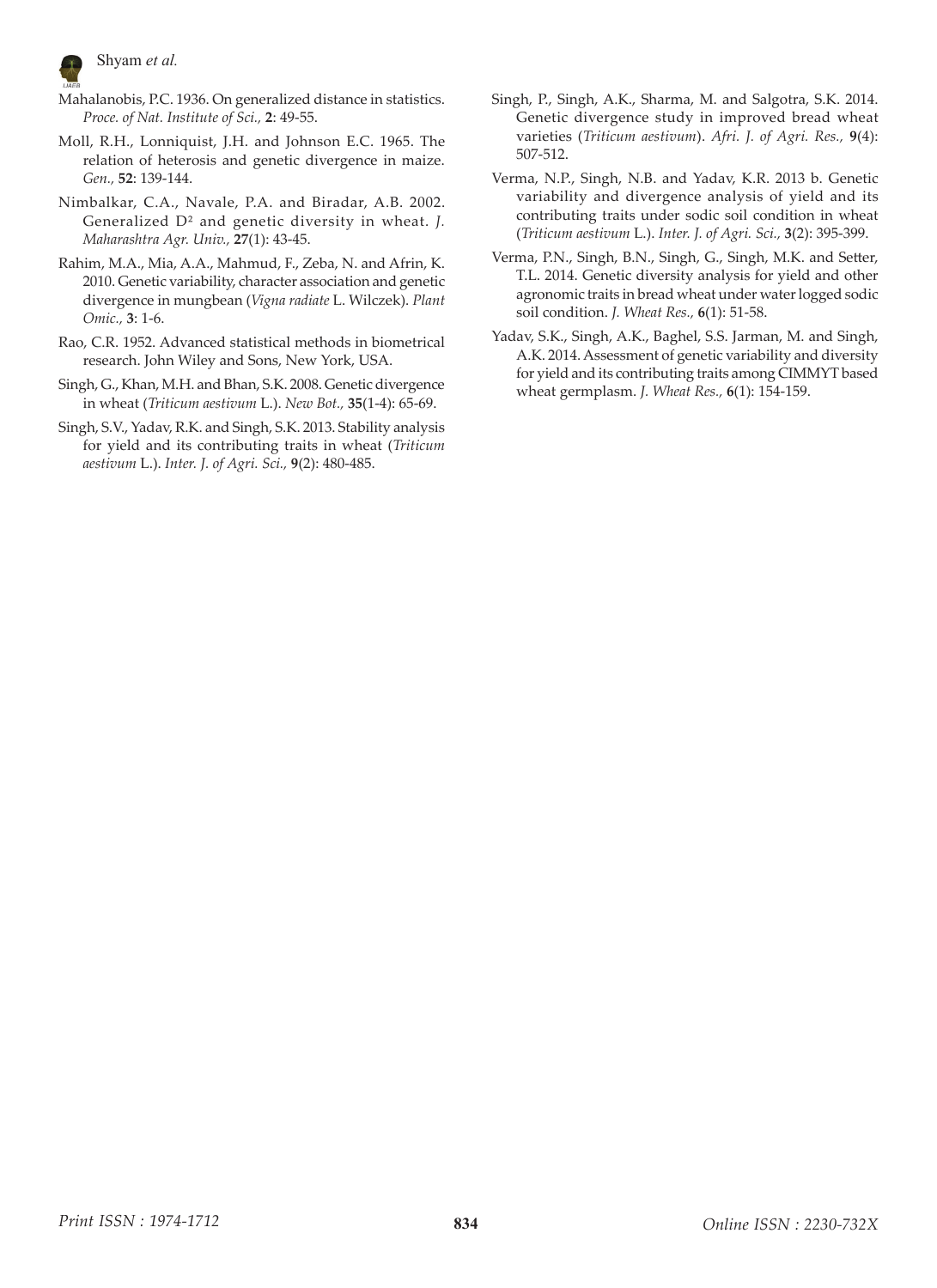Mahalanobis, P.C. 1936. On generalized distance in statistics. *Proce. of Nat. Institute of Sci.,* **2**: 49-55.

Moll, R.H., Lonniquist, J.H. and Johnson E.C. 1965. The relation of heterosis and genetic divergence in maize. *Gen.,* **52**: 139-144.

Nimbalkar, C.A., Navale, P.A. and Biradar, A.B. 2002. Generalized $D^2$ and genetic diversity in wheat. *J. Maharashtra Agr. Univ.,* **27**(1): 43-45.

Rahim, M.A., Mia, A.A., Mahmud, F., Zeba, N. and Afrin, K. 2010. Genetic variability, character association and genetic divergence in mungbean (*Vigna radiate* L. Wilczek). *Plant Omic.,* **3**: 1-6.

Rao, C.R. 1952. Advanced statistical methods in biometrical research. John Wiley and Sons, New York, USA.

Singh, G., Khan, M.H. and Bhan, S.K. 2008. Genetic divergence in wheat (*Triticum aestivum* L.). *New Bot.,* **35**(1-4): 65-69.

Singh, S.V., Yadav, R.K. and Singh, S.K. 2013. Stability analysis for yield and its contributing traits in wheat (*Triticum aestivum* L.). *Inter. J. of Agri. Sci.,* **9**(2): 480-485.

Singh, P., Singh, A.K., Sharma, M. and Salgotra, S.K. 2014. Genetic divergence study in improved bread wheat varieties (*Triticum aestivum*). *Afri. J. of Agri. Res.,* **9**(4): 507-512.

Verma, N.P., Singh, N.B. and Yadav, K.R. 2013 b. Genetic variability and divergence analysis of yield and its contributing traits under sodic soil condition in wheat (*Triticum aestivum* L.). *Inter. J. of Agri. Sci.,* **3**(2): 395-399.

Verma, P.N., Singh, B.N., Singh, G., Singh, M.K. and Setter, T.L. 2014. Genetic diversity analysis for yield and other agronomic traits in bread wheat under water logged sodic soil condition. *J. Wheat Res.,* **6**(1): 51-58.

Yadav, S.K., Singh, A.K., Baghel, S.S. Jarman, M. and Singh, A.K. 2014. Assessment of genetic variability and diversity for yield and its contributing traits among CIMMYT based wheat germplasm. *J. Wheat Res.,* **6**(1): 154-159.